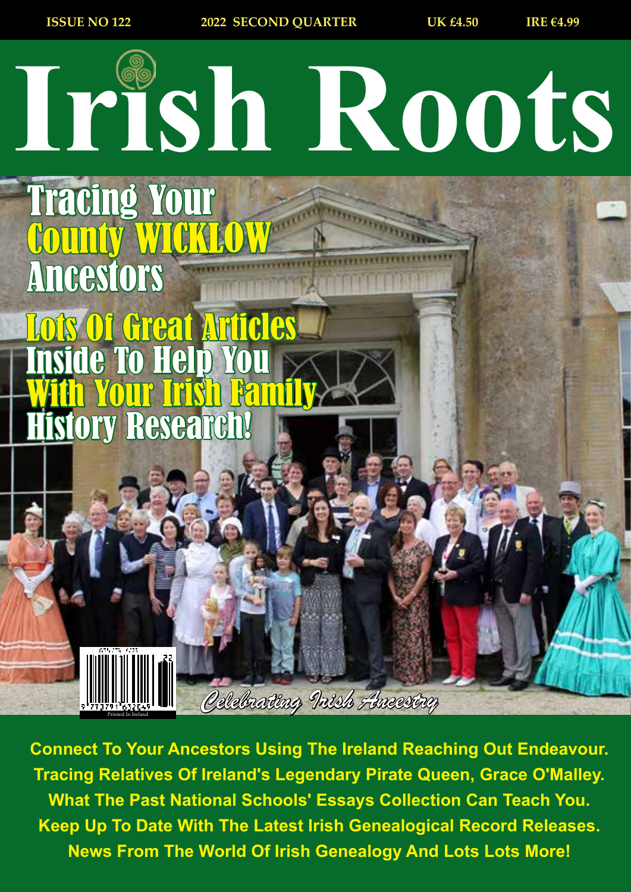ISSUE NO 122 | 2022 SECOND QUARTER | UK £4.50 | IRE €4.99

# Irish Roots

## Tracing Your County WICKLOW Ancestors

## Lots Of Great Articles Inside To Help You With Your Irish Family History Research!

*Celebrating Irish Ancestry*

Printed In Ireland

**Connect To Your Ancestors Using The Ireland Reaching Out Endeavour.**
**Tracing Relatives Of Ireland's Legendary Pirate Queen, Grace O'Malley.**
**What The Past National Schools' Essays Collection Can Teach You.**
**Keep Up To Date With The Latest Irish Genealogical Record Releases.**
**News From The World Of Irish Genealogy And Lots Lots More!**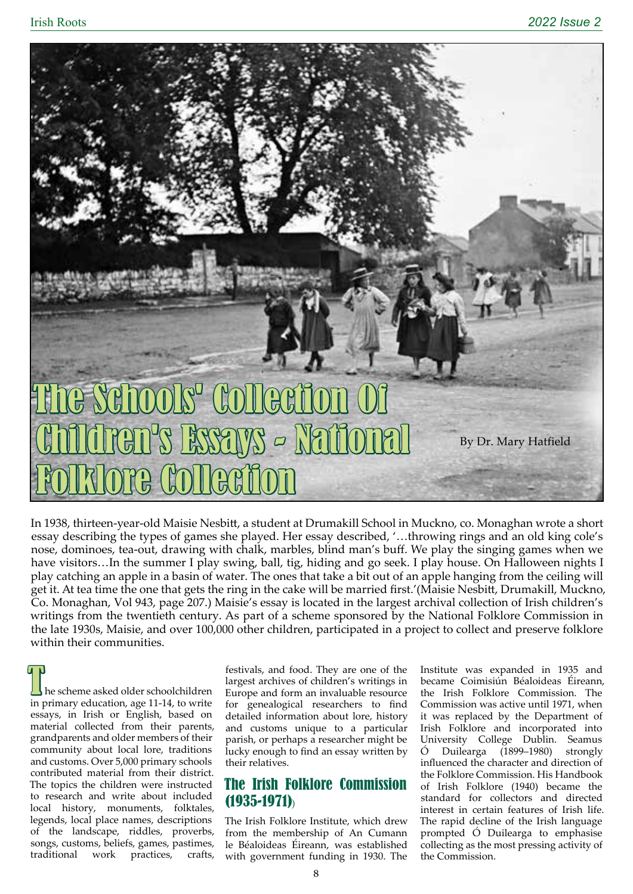# The Schools' Collection Of Children's Essays - National Folklore Collection

By Dr. Mary Hatfield

In 1938, thirteen-year-old Maisie Nesbitt, a student at Drumakill School in Muckno, co. Monaghan wrote a short essay describing the types of games she played. Her essay described, '…throwing rings and an old king cole's nose, dominoes, tea-out, drawing with chalk, marbles, blind man's buff. We play the singing games when we have visitors…In the summer I play swing, ball, tig, hiding and go seek. I play house. On Halloween nights I play catching an apple in a basin of water. The ones that take a bit out of an apple hanging from the ceiling will get it. At tea time the one that gets the ring in the cake will be married first.'(Maisie Nesbitt, Drumakill, Muckno, Co. Monaghan, Vol 943, page 207.) Maisie's essay is located in the largest archival collection of Irish children's writings from the twentieth century. As part of a scheme sponsored by the National Folklore Commission in the late 1930s, Maisie, and over 100,000 other children, participated in a project to collect and preserve folklore within their communities.

The scheme asked older schoolchildren in primary education, age 11-14, to write essays, in Irish or English, based on material collected from their parents, grandparents and older members of their community about local lore, traditions and customs. Over 5,000 primary schools contributed material from their district. The topics the children were instructed to research and write about included local history, monuments, folktales, legends, local place names, descriptions of the landscape, riddles, proverbs, songs, customs, beliefs, games, pastimes, traditional work practices, crafts, festivals, and food. They are one of the largest archives of children's writings in Europe and form an invaluable resource for genealogical researchers to find detailed information about lore, history and customs unique to a particular parish, or perhaps a researcher might be lucky enough to find an essay written by their relatives.

## The Irish Folklore Commission (1935-1971)

The Irish Folklore Institute, which drew from the membership of An Cumann le Béaloideas Éireann, was established with government funding in 1930. The Institute was expanded in 1935 and became Coimisiún Béaloideas Éireann, the Irish Folklore Commission. The Commission was active until 1971, when it was replaced by the Department of Irish Folklore and incorporated into University College Dublin. Seamus Ó Duilearga (1899–1980) strongly influenced the character and direction of the Folklore Commission. His Handbook of Irish Folklore (1940) became the standard for collectors and directed interest in certain features of Irish life. The rapid decline of the Irish language prompted Ó Duilearga to emphasise collecting as the most pressing activity of the Commission.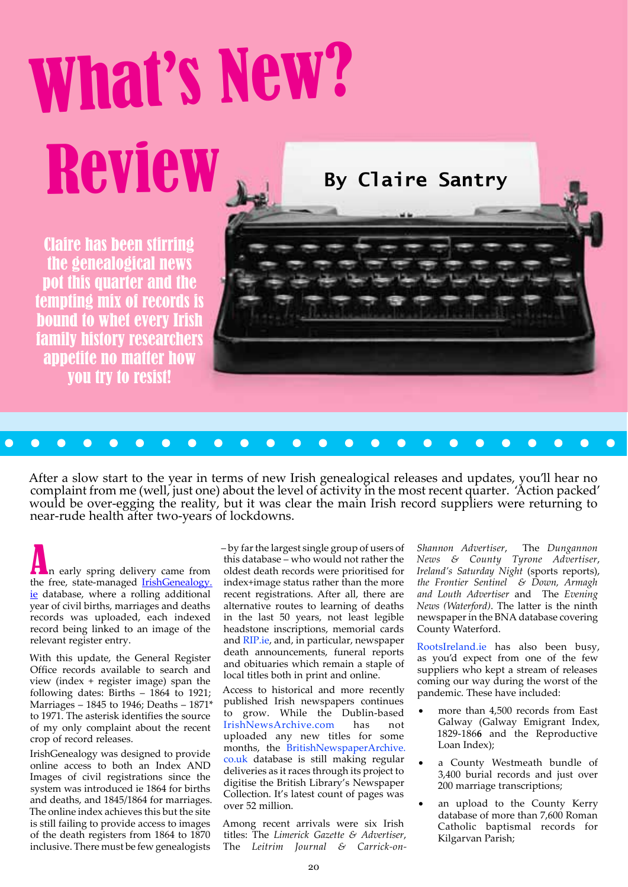# What's New? Review

**By Claire Santry**

**Claire has been stirring the genealogical news pot this quarter and the tempting mix of records is bound to whet every Irish family history researchers appetite no matter how you try to resist!**

After a slow start to the year in terms of new Irish genealogical releases and updates, you'll hear no complaint from me (well, just one) about the level of activity in the most recent quarter. 'Action packed' would be over-egging the reality, but it was clear the main Irish record suppliers were returning to near-rude health after two-years of lockdowns.

An early spring delivery came from the free, state-managed IrishGenealogy.ie database, where a rolling additional year of civil births, marriages and deaths records was uploaded, each indexed record being linked to an image of the relevant register entry.

With this update, the General Register Office records available to search and view (index + register image) span the following dates: Births – 1864 to 1921; Marriages – 1845 to 1946; Deaths – 1871* to 1971. The asterisk identifies the source of my only complaint about the recent crop of record releases.

IrishGenealogy was designed to provide online access to both an Index AND Images of civil registrations since the system was introduced ie 1864 for births and deaths, and 1845/1864 for marriages. The online index achieves this but the site is still failing to provide access to images of the death registers from 1864 to 1870 inclusive. There must be few genealogists – by far the largest single group of users of this database – who would not rather the oldest death records were prioritised for index+image status rather than the more recent registrations. After all, there are alternative routes to learning of deaths in the last 50 years, not least legible headstone inscriptions, memorial cards and RIP.ie, and, in particular, newspaper death announcements, funeral reports and obituaries which remain a staple of local titles both in print and online.

Access to historical and more recently published Irish newspapers continues to grow. While the Dublin-based IrishNewsArchive.com has not uploaded any new titles for some months, the BritishNewspaperArchive.co.uk database is still making regular deliveries as it races through its project to digitise the British Library's Newspaper Collection. It's latest count of pages was over 52 million.

Among recent arrivals were six Irish titles: The *Limerick Gazette & Advertiser*, The *Leitrim Journal & Carrick-on-Shannon Advertiser*, The *Dungannon News & County Tyrone Advertiser*, *Ireland's Saturday Night* (sports reports), *the Frontier Sentinel & Down, Armagh and Louth Advertiser* and The *Evening News (Waterford)*. The latter is the ninth newspaper in the BNA database covering County Waterford.

RootsIreland.ie has also been busy, as you'd expect from one of the few suppliers who kept a stream of releases coming our way during the worst of the pandemic. These have included:

- more than 4,500 records from East Galway (Galway Emigrant Index, 1829-186**6** and the Reproductive Loan Index);
- a County Westmeath bundle of 3,400 burial records and just over 200 marriage transcriptions;
- an upload to the County Kerry database of more than 7,600 Roman Catholic baptismal records for Kilgarvan Parish;